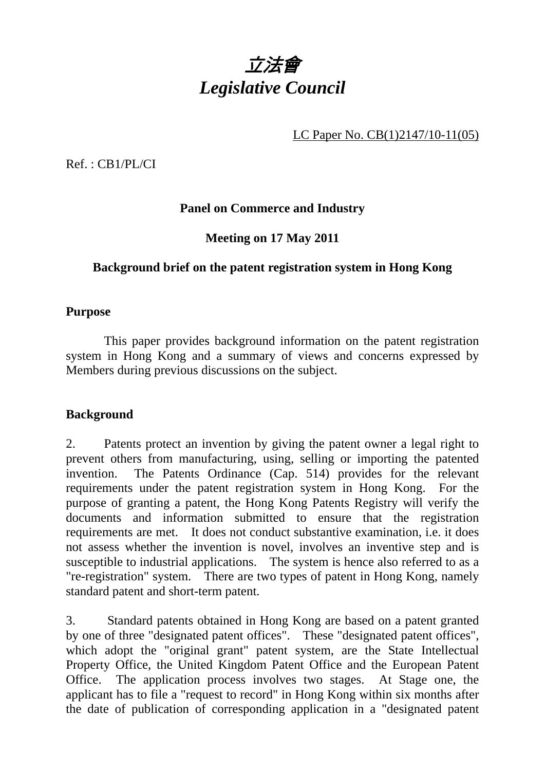# *立法會*
# *Legislative Council*

LC Paper No. CB(1)2147/10-11(05)

Ref. : CB1/PL/CI

**Panel on Commerce and Industry**

**Meeting on 17 May 2011**

**Background brief on the patent registration system in Hong Kong**

## Purpose

This paper provides background information on the patent registration system in Hong Kong and a summary of views and concerns expressed by Members during previous discussions on the subject.

## Background

2. Patents protect an invention by giving the patent owner a legal right to prevent others from manufacturing, using, selling or importing the patented invention. The Patents Ordinance (Cap. 514) provides for the relevant requirements under the patent registration system in Hong Kong. For the purpose of granting a patent, the Hong Kong Patents Registry will verify the documents and information submitted to ensure that the registration requirements are met. It does not conduct substantive examination, i.e. it does not assess whether the invention is novel, involves an inventive step and is susceptible to industrial applications. The system is hence also referred to as a "re-registration" system. There are two types of patent in Hong Kong, namely standard patent and short-term patent.

3. Standard patents obtained in Hong Kong are based on a patent granted by one of three "designated patent offices". These "designated patent offices", which adopt the "original grant" patent system, are the State Intellectual Property Office, the United Kingdom Patent Office and the European Patent Office. The application process involves two stages. At Stage one, the applicant has to file a "request to record" in Hong Kong within six months after the date of publication of corresponding application in a "designated patent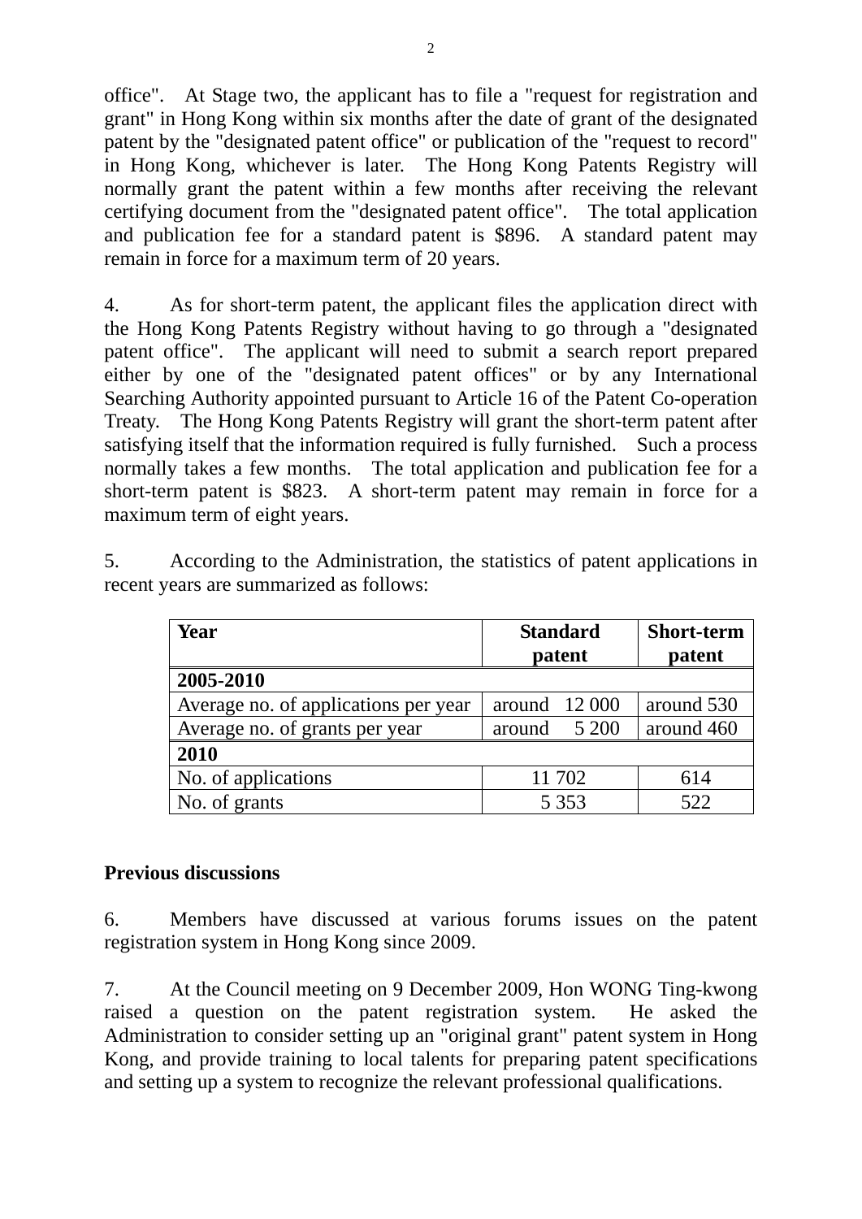office". At Stage two, the applicant has to file a "request for registration and grant" in Hong Kong within six months after the date of grant of the designated patent by the "designated patent office" or publication of the "request to record" in Hong Kong, whichever is later. The Hong Kong Patents Registry will normally grant the patent within a few months after receiving the relevant certifying document from the "designated patent office". The total application and publication fee for a standard patent is $896. A standard patent may remain in force for a maximum term of 20 years.

4. As for short-term patent, the applicant files the application direct with the Hong Kong Patents Registry without having to go through a "designated patent office". The applicant will need to submit a search report prepared either by one of the "designated patent offices" or by any International Searching Authority appointed pursuant to Article 16 of the Patent Co-operation Treaty. The Hong Kong Patents Registry will grant the short-term patent after satisfying itself that the information required is fully furnished. Such a process normally takes a few months. The total application and publication fee for a short-term patent is $823. A short-term patent may remain in force for a maximum term of eight years.

5. According to the Administration, the statistics of patent applications in recent years are summarized as follows:

| Year | Standard patent | Short-term patent |
|---|---|---|
| **2005-2010** | | |
| Average no. of applications per year | around 12 000 | around 530 |
| Average no. of grants per year | around 5 200 | around 460 |
| **2010** | | |
| No. of applications | 11 702 | 614 |
| No. of grants | 5 353 | 522 |

**Previous discussions**

6. Members have discussed at various forums issues on the patent registration system in Hong Kong since 2009.

7. At the Council meeting on 9 December 2009, Hon WONG Ting-kwong raised a question on the patent registration system. He asked the Administration to consider setting up an "original grant" patent system in Hong Kong, and provide training to local talents for preparing patent specifications and setting up a system to recognize the relevant professional qualifications.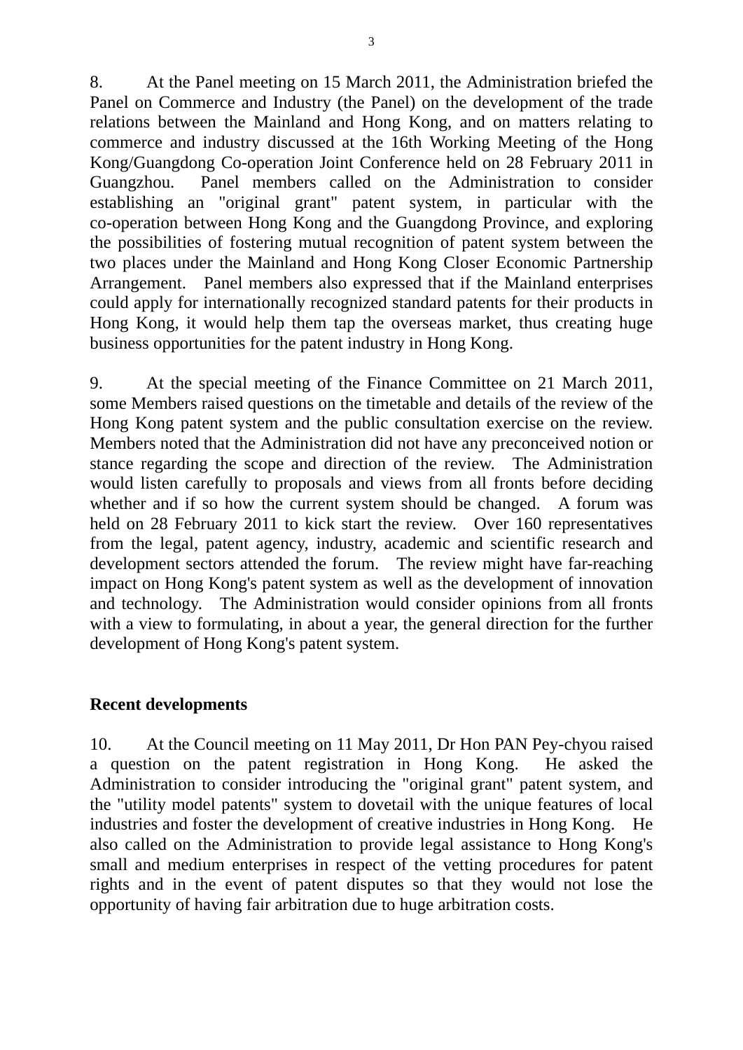8. At the Panel meeting on 15 March 2011, the Administration briefed the Panel on Commerce and Industry (the Panel) on the development of the trade relations between the Mainland and Hong Kong, and on matters relating to commerce and industry discussed at the 16th Working Meeting of the Hong Kong/Guangdong Co-operation Joint Conference held on 28 February 2011 in Guangzhou. Panel members called on the Administration to consider establishing an "original grant" patent system, in particular with the co-operation between Hong Kong and the Guangdong Province, and exploring the possibilities of fostering mutual recognition of patent system between the two places under the Mainland and Hong Kong Closer Economic Partnership Arrangement. Panel members also expressed that if the Mainland enterprises could apply for internationally recognized standard patents for their products in Hong Kong, it would help them tap the overseas market, thus creating huge business opportunities for the patent industry in Hong Kong.

9. At the special meeting of the Finance Committee on 21 March 2011, some Members raised questions on the timetable and details of the review of the Hong Kong patent system and the public consultation exercise on the review. Members noted that the Administration did not have any preconceived notion or stance regarding the scope and direction of the review. The Administration would listen carefully to proposals and views from all fronts before deciding whether and if so how the current system should be changed. A forum was held on 28 February 2011 to kick start the review. Over 160 representatives from the legal, patent agency, industry, academic and scientific research and development sectors attended the forum. The review might have far-reaching impact on Hong Kong's patent system as well as the development of innovation and technology. The Administration would consider opinions from all fronts with a view to formulating, in about a year, the general direction for the further development of Hong Kong's patent system.

**Recent developments**

10. At the Council meeting on 11 May 2011, Dr Hon PAN Pey-chyou raised a question on the patent registration in Hong Kong. He asked the Administration to consider introducing the "original grant" patent system, and the "utility model patents" system to dovetail with the unique features of local industries and foster the development of creative industries in Hong Kong. He also called on the Administration to provide legal assistance to Hong Kong's small and medium enterprises in respect of the vetting procedures for patent rights and in the event of patent disputes so that they would not lose the opportunity of having fair arbitration due to huge arbitration costs.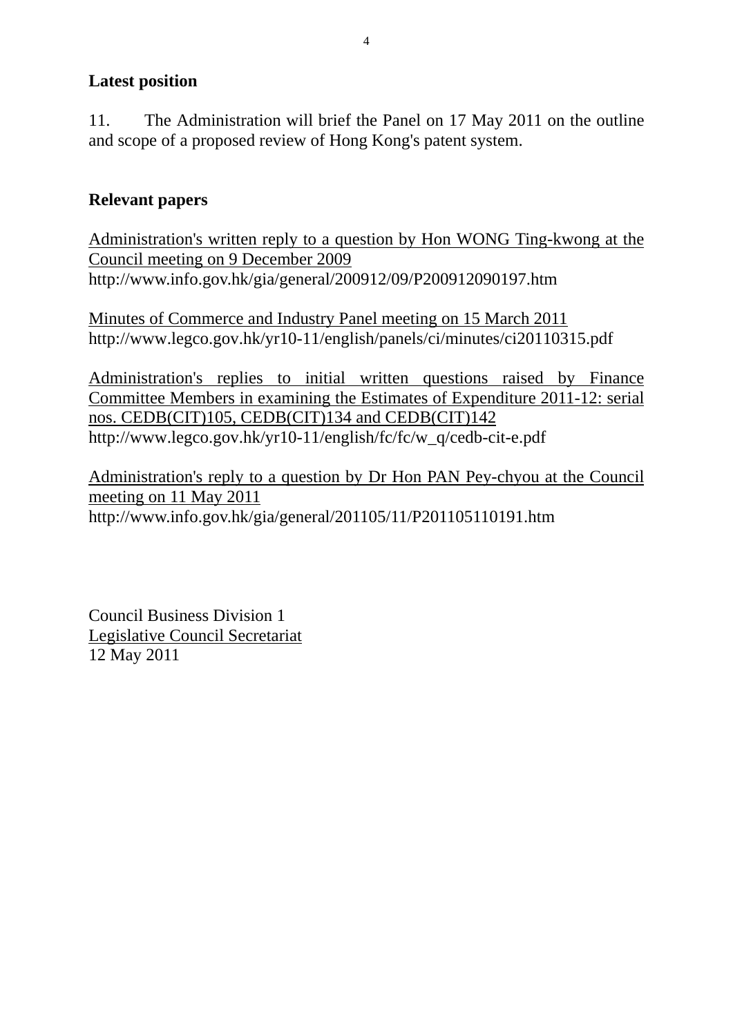## Latest position

11. The Administration will brief the Panel on 17 May 2011 on the outline and scope of a proposed review of Hong Kong's patent system.

## Relevant papers

Administration's written reply to a question by Hon WONG Ting-kwong at the Council meeting on 9 December 2009
http://www.info.gov.hk/gia/general/200912/09/P200912090197.htm

Minutes of Commerce and Industry Panel meeting on 15 March 2011
http://www.legco.gov.hk/yr10-11/english/panels/ci/minutes/ci20110315.pdf

Administration's replies to initial written questions raised by Finance Committee Members in examining the Estimates of Expenditure 2011-12: serial nos. CEDB(CIT)105, CEDB(CIT)134 and CEDB(CIT)142
http://www.legco.gov.hk/yr10-11/english/fc/fc/w_q/cedb-cit-e.pdf

Administration's reply to a question by Dr Hon PAN Pey-chyou at the Council meeting on 11 May 2011
http://www.info.gov.hk/gia/general/201105/11/P201105110191.htm

Council Business Division 1
Legislative Council Secretariat
12 May 2011